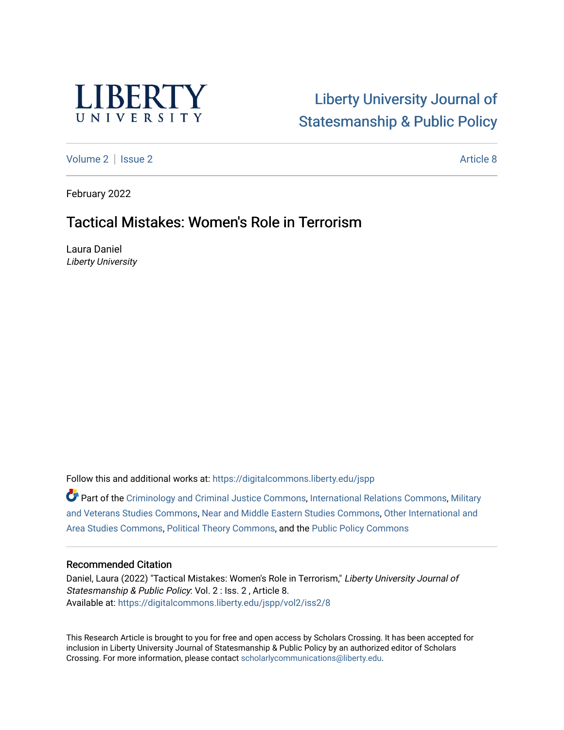# Liberty University Journal of Statesmanship & Public Policy

Volume 2 | Issue 2 Article 8

February 2022

## Tactical Mistakes: Women's Role in Terrorism

Laura Daniel
*Liberty University*

Follow this and additional works at: https://digitalcommons.liberty.edu/jspp

Part of the Criminology and Criminal Justice Commons, International Relations Commons, Military and Veterans Studies Commons, Near and Middle Eastern Studies Commons, Other International and Area Studies Commons, Political Theory Commons, and the Public Policy Commons

### Recommended Citation

Daniel, Laura (2022) "Tactical Mistakes: Women's Role in Terrorism," *Liberty University Journal of Statesmanship & Public Policy*: Vol. 2 : Iss. 2 , Article 8.
Available at: https://digitalcommons.liberty.edu/jspp/vol2/iss2/8

This Research Article is brought to you for free and open access by Scholars Crossing. It has been accepted for inclusion in Liberty University Journal of Statesmanship & Public Policy by an authorized editor of Scholars Crossing. For more information, please contact scholarlycommunications@liberty.edu.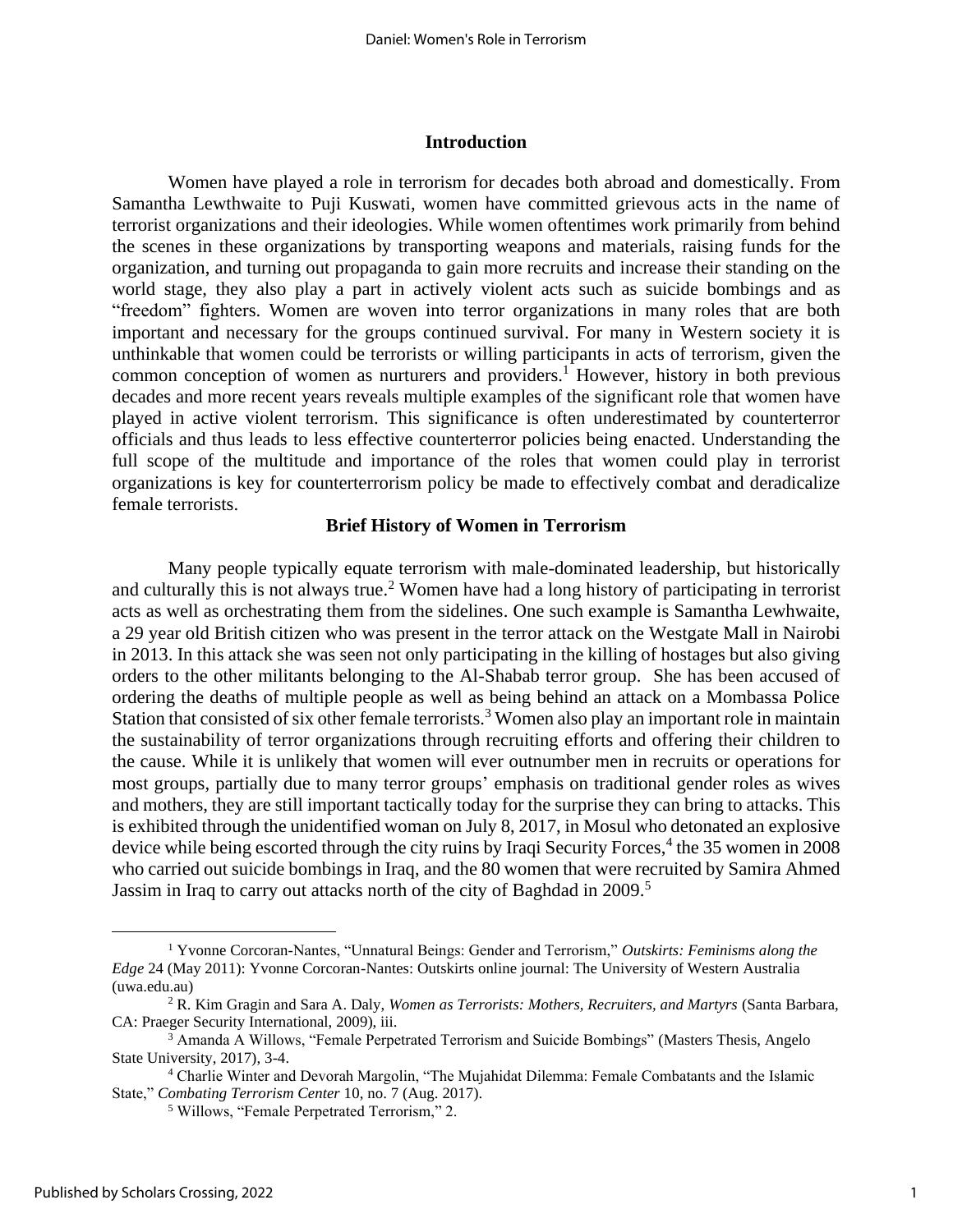## Introduction

Women have played a role in terrorism for decades both abroad and domestically. From Samantha Lewthwaite to Puji Kuswati, women have committed grievous acts in the name of terrorist organizations and their ideologies. While women oftentimes work primarily from behind the scenes in these organizations by transporting weapons and materials, raising funds for the organization, and turning out propaganda to gain more recruits and increase their standing on the world stage, they also play a part in actively violent acts such as suicide bombings and as "freedom" fighters. Women are woven into terror organizations in many roles that are both important and necessary for the groups continued survival. For many in Western society it is unthinkable that women could be terrorists or willing participants in acts of terrorism, given the common conception of women as nurturers and providers.[1] However, history in both previous decades and more recent years reveals multiple examples of the significant role that women have played in active violent terrorism. This significance is often underestimated by counterterror officials and thus leads to less effective counterterror policies being enacted. Understanding the full scope of the multitude and importance of the roles that women could play in terrorist organizations is key for counterterrorism policy be made to effectively combat and deradicalize female terrorists.

## Brief History of Women in Terrorism

Many people typically equate terrorism with male-dominated leadership, but historically and culturally this is not always true.[2] Women have had a long history of participating in terrorist acts as well as orchestrating them from the sidelines. One such example is Samantha Lewhwaite, a 29 year old British citizen who was present in the terror attack on the Westgate Mall in Nairobi in 2013. In this attack she was seen not only participating in the killing of hostages but also giving orders to the other militants belonging to the Al-Shabab terror group. She has been accused of ordering the deaths of multiple people as well as being behind an attack on a Mombassa Police Station that consisted of six other female terrorists.[3] Women also play an important role in maintain the sustainability of terror organizations through recruiting efforts and offering their children to the cause. While it is unlikely that women will ever outnumber men in recruits or operations for most groups, partially due to many terror groups' emphasis on traditional gender roles as wives and mothers, they are still important tactically today for the surprise they can bring to attacks. This is exhibited through the unidentified woman on July 8, 2017, in Mosul who detonated an explosive device while being escorted through the city ruins by Iraqi Security Forces,[4] the 35 women in 2008 who carried out suicide bombings in Iraq, and the 80 women that were recruited by Samira Ahmed Jassim in Iraq to carry out attacks north of the city of Baghdad in 2009.[5]

---

[1] Yvonne Corcoran-Nantes, "Unnatural Beings: Gender and Terrorism," *Outskirts: Feminisms along the Edge* 24 (May 2011): Yvonne Corcoran-Nantes: Outskirts online journal: The University of Western Australia (uwa.edu.au)

[2] R. Kim Gragin and Sara A. Daly, *Women as Terrorists: Mothers, Recruiters, and Martyrs* (Santa Barbara, CA: Praeger Security International, 2009), iii.

[3] Amanda A Willows, "Female Perpetrated Terrorism and Suicide Bombings" (Masters Thesis, Angelo State University, 2017), 3-4.

[4] Charlie Winter and Devorah Margolin, "The Mujahidat Dilemma: Female Combatants and the Islamic State," *Combating Terrorism Center* 10, no. 7 (Aug. 2017).

[5] Willows, "Female Perpetrated Terrorism," 2.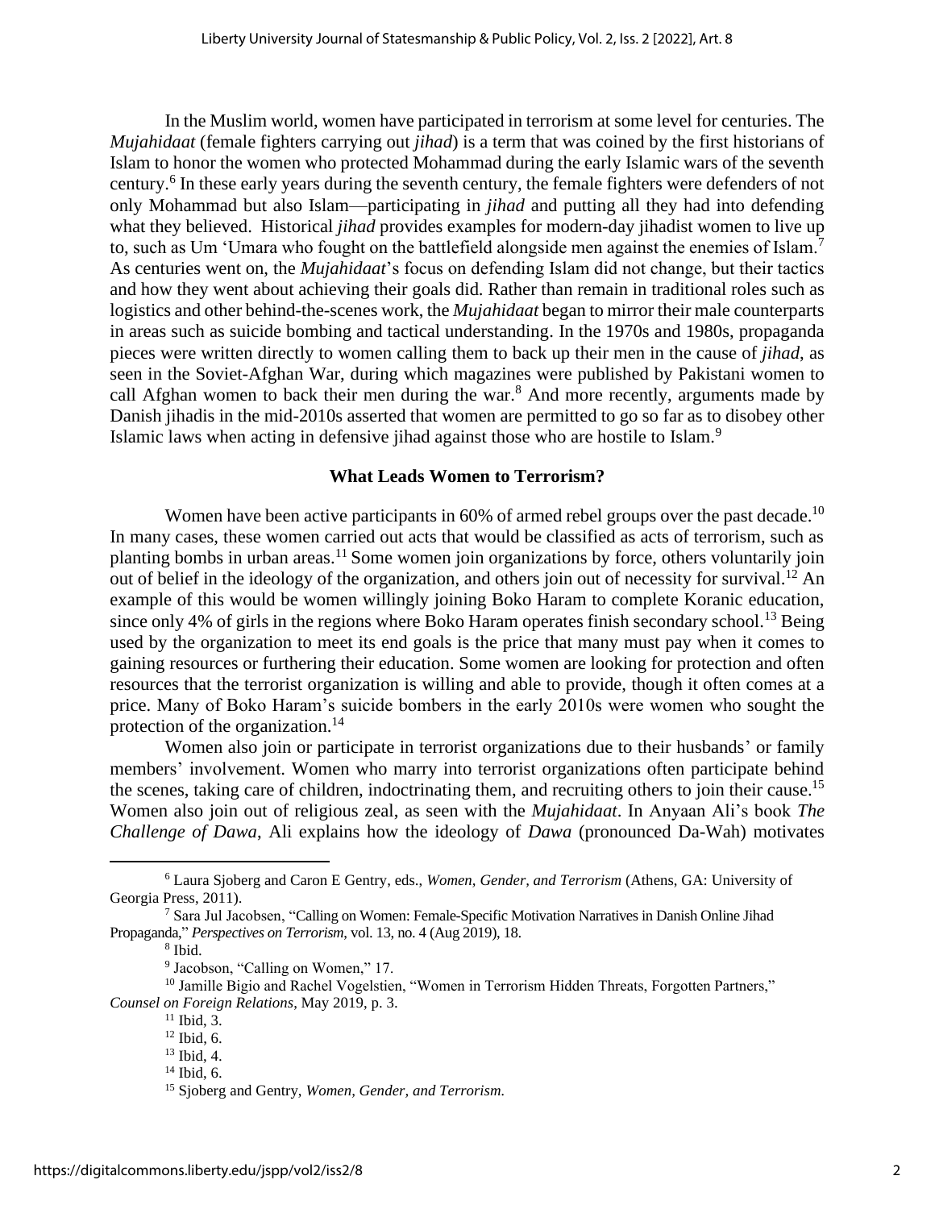In the Muslim world, women have participated in terrorism at some level for centuries. The *Mujahidaat* (female fighters carrying out *jihad*) is a term that was coined by the first historians of Islam to honor the women who protected Mohammad during the early Islamic wars of the seventh century.[6] In these early years during the seventh century, the female fighters were defenders of not only Mohammad but also Islam—participating in *jihad* and putting all they had into defending what they believed. Historical *jihad* provides examples for modern-day jihadist women to live up to, such as Um 'Umara who fought on the battlefield alongside men against the enemies of Islam.[7] As centuries went on, the *Mujahidaat*'s focus on defending Islam did not change, but their tactics and how they went about achieving their goals did. Rather than remain in traditional roles such as logistics and other behind-the-scenes work, the *Mujahidaat* began to mirror their male counterparts in areas such as suicide bombing and tactical understanding. In the 1970s and 1980s, propaganda pieces were written directly to women calling them to back up their men in the cause of *jihad*, as seen in the Soviet-Afghan War, during which magazines were published by Pakistani women to call Afghan women to back their men during the war.[8] And more recently, arguments made by Danish jihadis in the mid-2010s asserted that women are permitted to go so far as to disobey other Islamic laws when acting in defensive jihad against those who are hostile to Islam.[9]

### What Leads Women to Terrorism?

Women have been active participants in 60% of armed rebel groups over the past decade.[10] In many cases, these women carried out acts that would be classified as acts of terrorism, such as planting bombs in urban areas.[11] Some women join organizations by force, others voluntarily join out of belief in the ideology of the organization, and others join out of necessity for survival.[12] An example of this would be women willingly joining Boko Haram to complete Koranic education, since only 4% of girls in the regions where Boko Haram operates finish secondary school.[13] Being used by the organization to meet its end goals is the price that many must pay when it comes to gaining resources or furthering their education. Some women are looking for protection and often resources that the terrorist organization is willing and able to provide, though it often comes at a price. Many of Boko Haram's suicide bombers in the early 2010s were women who sought the protection of the organization.[14]

Women also join or participate in terrorist organizations due to their husbands' or family members' involvement. Women who marry into terrorist organizations often participate behind the scenes, taking care of children, indoctrinating them, and recruiting others to join their cause.[15] Women also join out of religious zeal, as seen with the *Mujahidaat*. In Anyaan Ali's book *The Challenge of Dawa*, Ali explains how the ideology of *Dawa* (pronounced Da-Wah) motivates

---

[6] Laura Sjoberg and Caron E Gentry, eds., *Women, Gender, and Terrorism* (Athens, GA: University of Georgia Press, 2011).

[7] Sara Jul Jacobsen, "Calling on Women: Female-Specific Motivation Narratives in Danish Online Jihad Propaganda," *Perspectives on Terrorism*, vol. 13, no. 4 (Aug 2019), 18.

[8] Ibid.

[9] Jacobson, "Calling on Women," 17.

[10] Jamille Bigio and Rachel Vogelstien, "Women in Terrorism Hidden Threats, Forgotten Partners," *Counsel on Foreign Relations*, May 2019, p. 3.

[11] Ibid, 3.

[12] Ibid, 6.

[13] Ibid, 4.

[14] Ibid, 6.

[15] Sjoberg and Gentry, *Women, Gender, and Terrorism.*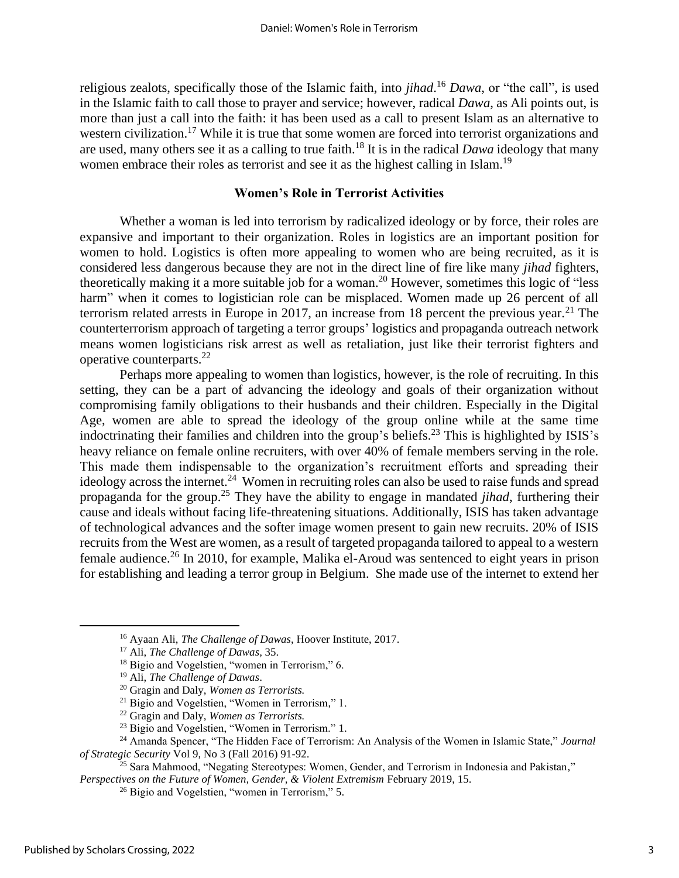religious zealots, specifically those of the Islamic faith, into *jihad*.[16] *Dawa*, or "the call", is used in the Islamic faith to call those to prayer and service; however, radical *Dawa*, as Ali points out, is more than just a call into the faith: it has been used as a call to present Islam as an alternative to western civilization.[17] While it is true that some women are forced into terrorist organizations and are used, many others see it as a calling to true faith.[18] It is in the radical *Dawa* ideology that many women embrace their roles as terrorist and see it as the highest calling in Islam.[19]

### Women's Role in Terrorist Activities

Whether a woman is led into terrorism by radicalized ideology or by force, their roles are expansive and important to their organization. Roles in logistics are an important position for women to hold. Logistics is often more appealing to women who are being recruited, as it is considered less dangerous because they are not in the direct line of fire like many *jihad* fighters, theoretically making it a more suitable job for a woman.[20] However, sometimes this logic of "less harm" when it comes to logistician role can be misplaced. Women made up 26 percent of all terrorism related arrests in Europe in 2017, an increase from 18 percent the previous year.[21] The counterterrorism approach of targeting a terror groups' logistics and propaganda outreach network means women logisticians risk arrest as well as retaliation, just like their terrorist fighters and operative counterparts.[22]

Perhaps more appealing to women than logistics, however, is the role of recruiting. In this setting, they can be a part of advancing the ideology and goals of their organization without compromising family obligations to their husbands and their children. Especially in the Digital Age, women are able to spread the ideology of the group online while at the same time indoctrinating their families and children into the group's beliefs.[23] This is highlighted by ISIS's heavy reliance on female online recruiters, with over 40% of female members serving in the role. This made them indispensable to the organization's recruitment efforts and spreading their ideology across the internet.[24] Women in recruiting roles can also be used to raise funds and spread propaganda for the group.[25] They have the ability to engage in mandated *jihad*, furthering their cause and ideals without facing life-threatening situations. Additionally, ISIS has taken advantage of technological advances and the softer image women present to gain new recruits. 20% of ISIS recruits from the West are women, as a result of targeted propaganda tailored to appeal to a western female audience.[26] In 2010, for example, Malika el-Aroud was sentenced to eight years in prison for establishing and leading a terror group in Belgium. She made use of the internet to extend her

---

[16] Ayaan Ali, *The Challenge of Dawas*, Hoover Institute, 2017.

[17] Ali, *The Challenge of Dawas*, 35.

[18] Bigio and Vogelstien, "women in Terrorism," 6.

[19] Ali, *The Challenge of Dawas*.

[20] Gragin and Daly, *Women as Terrorists.*

[21] Bigio and Vogelstien, "Women in Terrorism," 1.

[22] Gragin and Daly, *Women as Terrorists.*

[23] Bigio and Vogelstien, "Women in Terrorism." 1.

[24] Amanda Spencer, "The Hidden Face of Terrorism: An Analysis of the Women in Islamic State," *Journal of Strategic Security* Vol 9, No 3 (Fall 2016) 91-92.

[25] Sara Mahmood, "Negating Stereotypes: Women, Gender, and Terrorism in Indonesia and Pakistan," *Perspectives on the Future of Women, Gender, & Violent Extremism* February 2019, 15.

[26] Bigio and Vogelstien, "women in Terrorism," 5.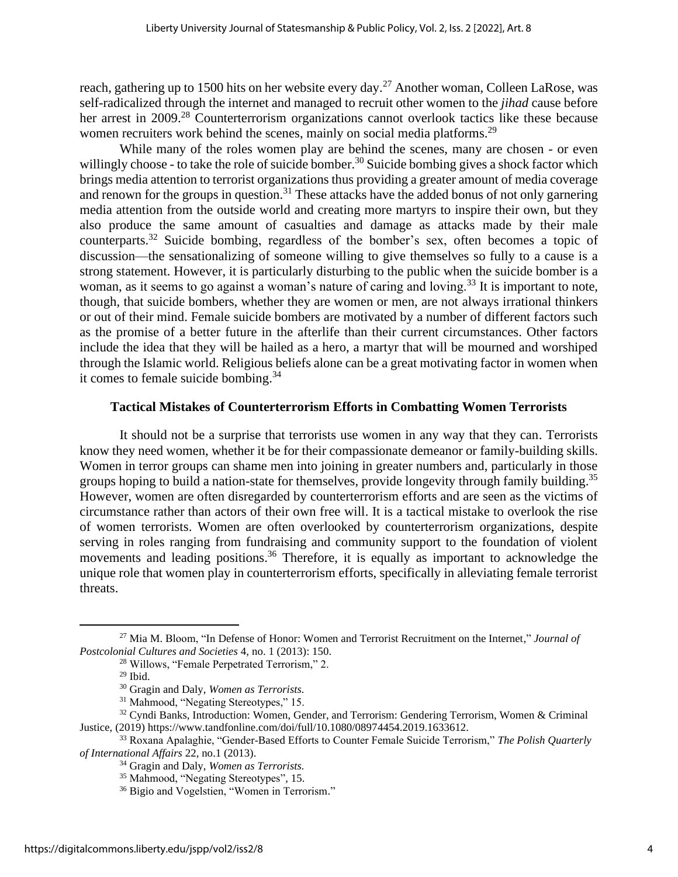reach, gathering up to 1500 hits on her website every day.[27] Another woman, Colleen LaRose, was self-radicalized through the internet and managed to recruit other women to the *jihad* cause before her arrest in 2009.[28] Counterterrorism organizations cannot overlook tactics like these because women recruiters work behind the scenes, mainly on social media platforms.[29]

While many of the roles women play are behind the scenes, many are chosen - or even willingly choose - to take the role of suicide bomber.[30] Suicide bombing gives a shock factor which brings media attention to terrorist organizations thus providing a greater amount of media coverage and renown for the groups in question.[31] These attacks have the added bonus of not only garnering media attention from the outside world and creating more martyrs to inspire their own, but they also produce the same amount of casualties and damage as attacks made by their male counterparts.[32] Suicide bombing, regardless of the bomber's sex, often becomes a topic of discussion—the sensationalizing of someone willing to give themselves so fully to a cause is a strong statement. However, it is particularly disturbing to the public when the suicide bomber is a woman, as it seems to go against a woman's nature of caring and loving.[33] It is important to note, though, that suicide bombers, whether they are women or men, are not always irrational thinkers or out of their mind. Female suicide bombers are motivated by a number of different factors such as the promise of a better future in the afterlife than their current circumstances. Other factors include the idea that they will be hailed as a hero, a martyr that will be mourned and worshiped through the Islamic world. Religious beliefs alone can be a great motivating factor in women when it comes to female suicide bombing.[34]

## Tactical Mistakes of Counterterrorism Efforts in Combatting Women Terrorists

It should not be a surprise that terrorists use women in any way that they can. Terrorists know they need women, whether it be for their compassionate demeanor or family-building skills. Women in terror groups can shame men into joining in greater numbers and, particularly in those groups hoping to build a nation-state for themselves, provide longevity through family building.[35] However, women are often disregarded by counterterrorism efforts and are seen as the victims of circumstance rather than actors of their own free will. It is a tactical mistake to overlook the rise of women terrorists. Women are often overlooked by counterterrorism organizations, despite serving in roles ranging from fundraising and community support to the foundation of violent movements and leading positions.[36] Therefore, it is equally as important to acknowledge the unique role that women play in counterterrorism efforts, specifically in alleviating female terrorist threats.

---

[27] Mia M. Bloom, "In Defense of Honor: Women and Terrorist Recruitment on the Internet," *Journal of Postcolonial Cultures and Societies* 4, no. 1 (2013): 150.

[28] Willows, "Female Perpetrated Terrorism," 2.

[29] Ibid.

[30] Gragin and Daly, *Women as Terrorists.*

[31] Mahmood, "Negating Stereotypes," 15.

[32] Cyndi Banks, Introduction: Women, Gender, and Terrorism: Gendering Terrorism, Women & Criminal Justice, (2019) https://www.tandfonline.com/doi/full/10.1080/08974454.2019.1633612.

[33] Roxana Apalaghie, "Gender-Based Efforts to Counter Female Suicide Terrorism," *The Polish Quarterly of International Affairs* 22, no.1 (2013).

[34] Gragin and Daly, *Women as Terrorists.*

[35] Mahmood, "Negating Stereotypes", 15.

[36] Bigio and Vogelstien, "Women in Terrorism."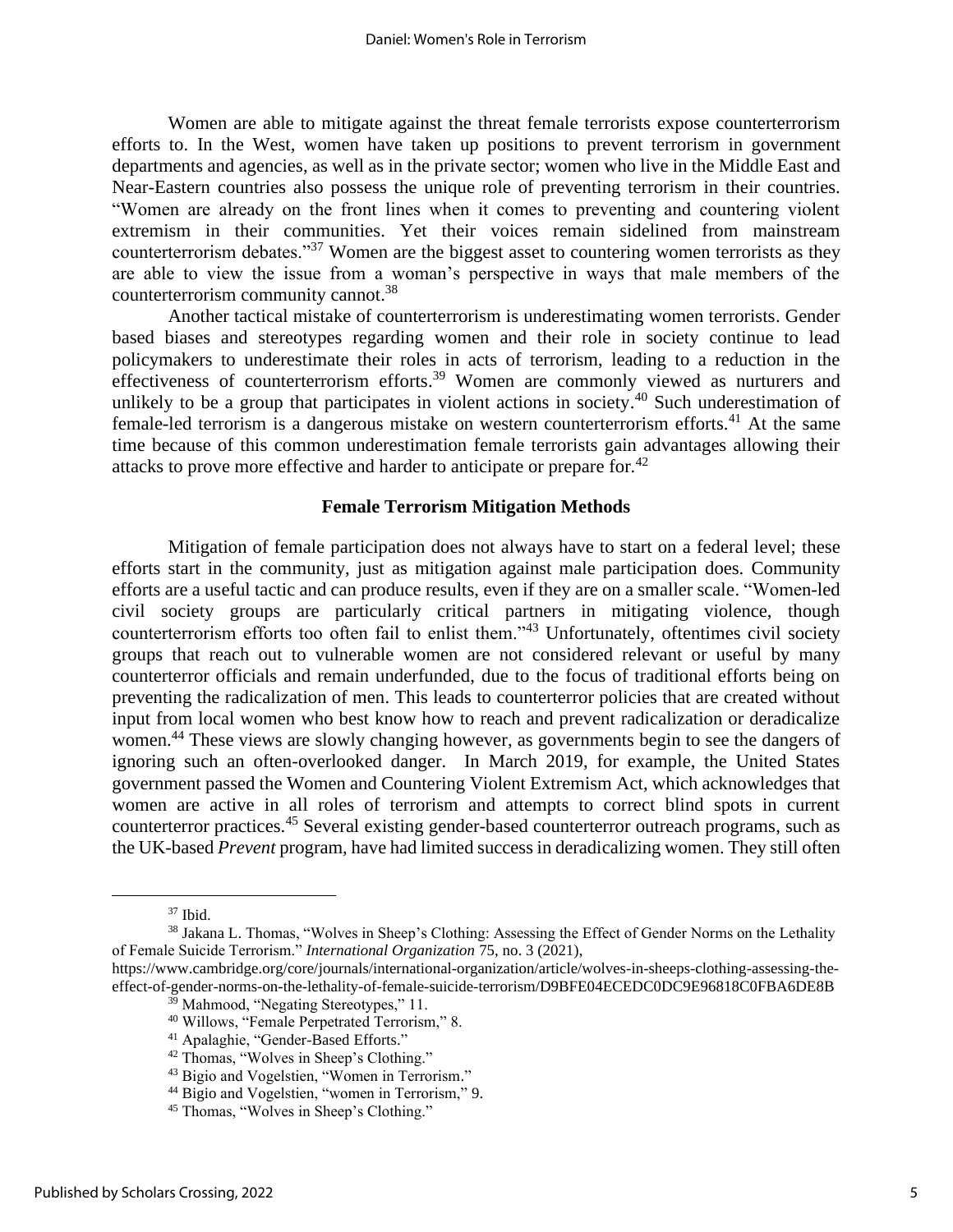Women are able to mitigate against the threat female terrorists expose counterterrorism efforts to. In the West, women have taken up positions to prevent terrorism in government departments and agencies, as well as in the private sector; women who live in the Middle East and Near-Eastern countries also possess the unique role of preventing terrorism in their countries. "Women are already on the front lines when it comes to preventing and countering violent extremism in their communities. Yet their voices remain sidelined from mainstream counterterrorism debates."[37] Women are the biggest asset to countering women terrorists as they are able to view the issue from a woman's perspective in ways that male members of the counterterrorism community cannot.[38]

Another tactical mistake of counterterrorism is underestimating women terrorists. Gender based biases and stereotypes regarding women and their role in society continue to lead policymakers to underestimate their roles in acts of terrorism, leading to a reduction in the effectiveness of counterterrorism efforts.[39] Women are commonly viewed as nurturers and unlikely to be a group that participates in violent actions in society.[40] Such underestimation of female-led terrorism is a dangerous mistake on western counterterrorism efforts.[41] At the same time because of this common underestimation female terrorists gain advantages allowing their attacks to prove more effective and harder to anticipate or prepare for.[42]

### Female Terrorism Mitigation Methods

Mitigation of female participation does not always have to start on a federal level; these efforts start in the community, just as mitigation against male participation does. Community efforts are a useful tactic and can produce results, even if they are on a smaller scale. "Women-led civil society groups are particularly critical partners in mitigating violence, though counterterrorism efforts too often fail to enlist them."[43] Unfortunately, oftentimes civil society groups that reach out to vulnerable women are not considered relevant or useful by many counterterror officials and remain underfunded, due to the focus of traditional efforts being on preventing the radicalization of men. This leads to counterterror policies that are created without input from local women who best know how to reach and prevent radicalization or deradicalize women.[44] These views are slowly changing however, as governments begin to see the dangers of ignoring such an often-overlooked danger. In March 2019, for example, the United States government passed the Women and Countering Violent Extremism Act, which acknowledges that women are active in all roles of terrorism and attempts to correct blind spots in current counterterror practices.[45] Several existing gender-based counterterror outreach programs, such as the UK-based *Prevent* program, have had limited success in deradicalizing women. They still often

---

[37] Ibid.

[38] Jakana L. Thomas, "Wolves in Sheep's Clothing: Assessing the Effect of Gender Norms on the Lethality of Female Suicide Terrorism." *International Organization* 75, no. 3 (2021), https://www.cambridge.org/core/journals/international-organization/article/wolves-in-sheeps-clothing-assessing-the-effect-of-gender-norms-on-the-lethality-of-female-suicide-terrorism/D9BFE04ECEDC0DC9E96818C0FBA6DE8B

[39] Mahmood, "Negating Stereotypes," 11.

[40] Willows, "Female Perpetrated Terrorism," 8.

[41] Apalaghie, "Gender-Based Efforts."

[42] Thomas, "Wolves in Sheep's Clothing."

[43] Bigio and Vogelstien, "Women in Terrorism."

[44] Bigio and Vogelstien, "women in Terrorism," 9.

[45] Thomas, "Wolves in Sheep's Clothing."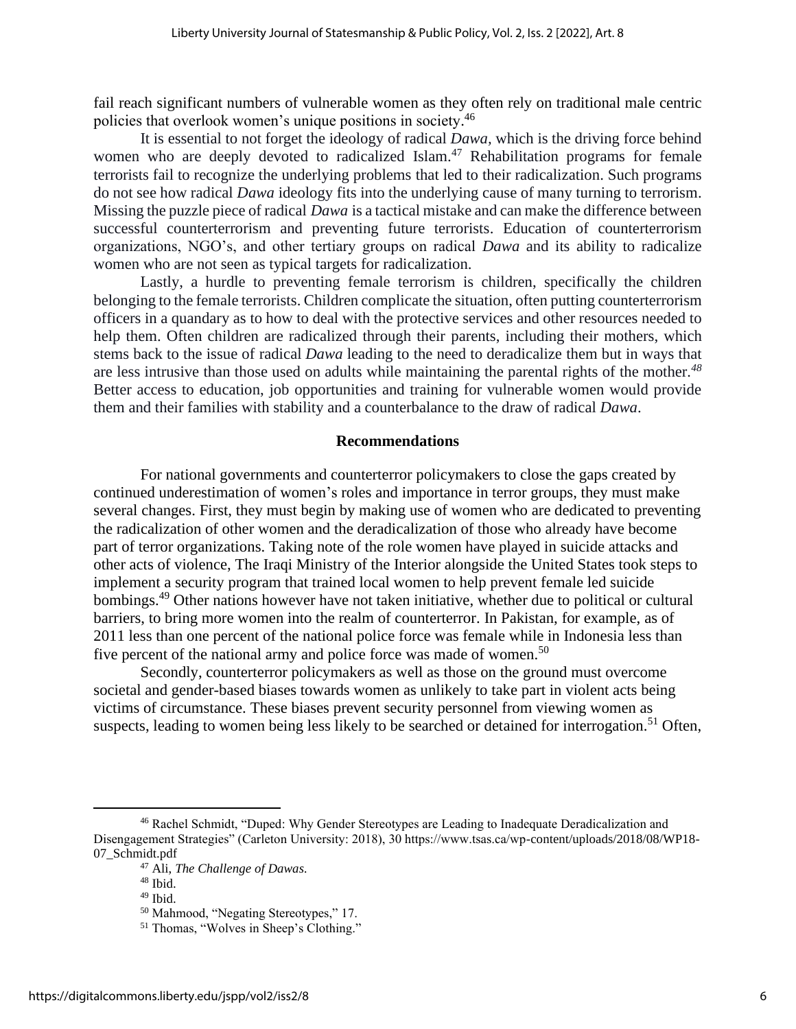fail reach significant numbers of vulnerable women as they often rely on traditional male centric policies that overlook women's unique positions in society.[46]

It is essential to not forget the ideology of radical *Dawa*, which is the driving force behind women who are deeply devoted to radicalized Islam.[47] Rehabilitation programs for female terrorists fail to recognize the underlying problems that led to their radicalization. Such programs do not see how radical *Dawa* ideology fits into the underlying cause of many turning to terrorism. Missing the puzzle piece of radical *Dawa* is a tactical mistake and can make the difference between successful counterterrorism and preventing future terrorists. Education of counterterrorism organizations, NGO's, and other tertiary groups on radical *Dawa* and its ability to radicalize women who are not seen as typical targets for radicalization.

Lastly, a hurdle to preventing female terrorism is children, specifically the children belonging to the female terrorists. Children complicate the situation, often putting counterterrorism officers in a quandary as to how to deal with the protective services and other resources needed to help them. Often children are radicalized through their parents, including their mothers, which stems back to the issue of radical *Dawa* leading to the need to deradicalize them but in ways that are less intrusive than those used on adults while maintaining the parental rights of the mother.[48] Better access to education, job opportunities and training for vulnerable women would provide them and their families with stability and a counterbalance to the draw of radical *Dawa*.

## Recommendations

For national governments and counterterror policymakers to close the gaps created by continued underestimation of women's roles and importance in terror groups, they must make several changes. First, they must begin by making use of women who are dedicated to preventing the radicalization of other women and the deradicalization of those who already have become part of terror organizations. Taking note of the role women have played in suicide attacks and other acts of violence, The Iraqi Ministry of the Interior alongside the United States took steps to implement a security program that trained local women to help prevent female led suicide bombings.[49] Other nations however have not taken initiative, whether due to political or cultural barriers, to bring more women into the realm of counterterror. In Pakistan, for example, as of 2011 less than one percent of the national police force was female while in Indonesia less than five percent of the national army and police force was made of women.[50]

Secondly, counterterror policymakers as well as those on the ground must overcome societal and gender-based biases towards women as unlikely to take part in violent acts being victims of circumstance. These biases prevent security personnel from viewing women as suspects, leading to women being less likely to be searched or detained for interrogation.[51] Often,

---

[46] Rachel Schmidt, "Duped: Why Gender Stereotypes are Leading to Inadequate Deradicalization and Disengagement Strategies" (Carleton University: 2018), 30 https://www.tsas.ca/wp-content/uploads/2018/08/WP18-07_Schmidt.pdf

[47] Ali, *The Challenge of Dawas.*

[48] Ibid.

[49] Ibid.

[50] Mahmood, "Negating Stereotypes," 17.

[51] Thomas, "Wolves in Sheep's Clothing."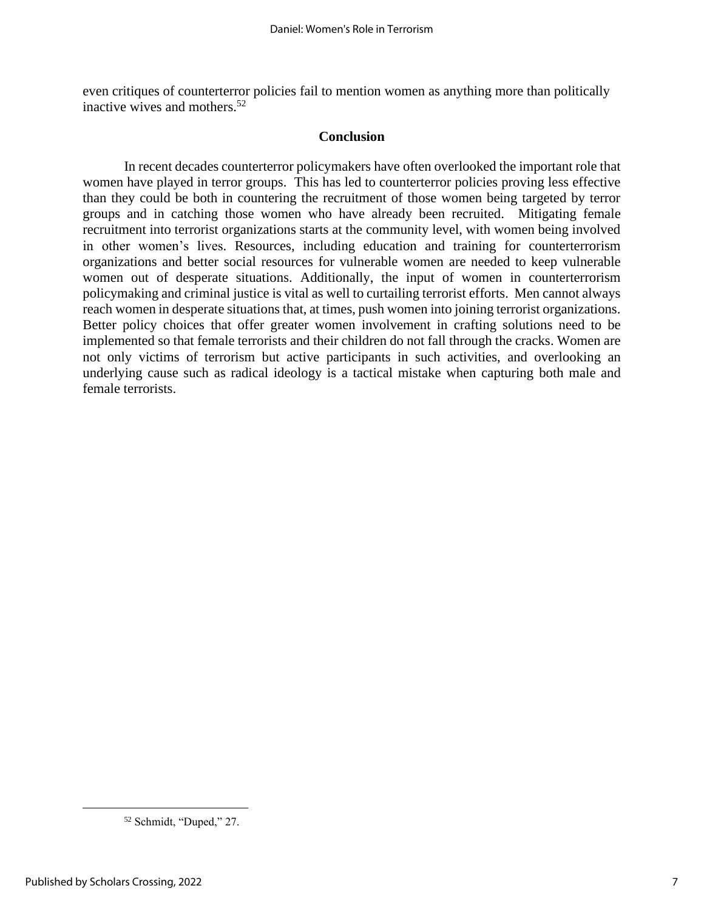even critiques of counterterror policies fail to mention women as anything more than politically inactive wives and mothers.[52]

## Conclusion

In recent decades counterterror policymakers have often overlooked the important role that women have played in terror groups. This has led to counterterror policies proving less effective than they could be both in countering the recruitment of those women being targeted by terror groups and in catching those women who have already been recruited. Mitigating female recruitment into terrorist organizations starts at the community level, with women being involved in other women's lives. Resources, including education and training for counterterrorism organizations and better social resources for vulnerable women are needed to keep vulnerable women out of desperate situations. Additionally, the input of women in counterterrorism policymaking and criminal justice is vital as well to curtailing terrorist efforts. Men cannot always reach women in desperate situations that, at times, push women into joining terrorist organizations. Better policy choices that offer greater women involvement in crafting solutions need to be implemented so that female terrorists and their children do not fall through the cracks. Women are not only victims of terrorism but active participants in such activities, and overlooking an underlying cause such as radical ideology is a tactical mistake when capturing both male and female terrorists.

[52] Schmidt, "Duped," 27.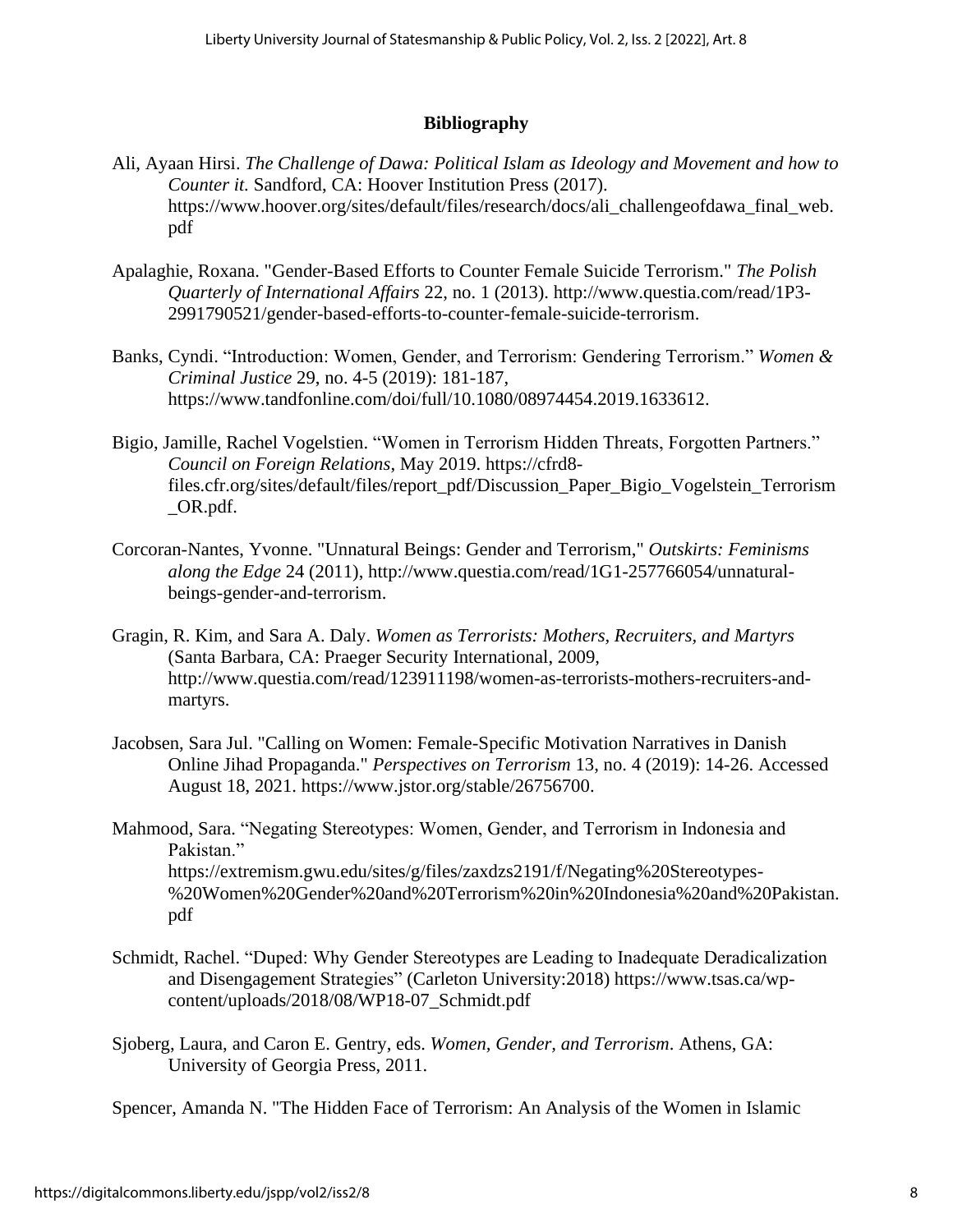**Bibliography**

Ali, Ayaan Hirsi. *The Challenge of Dawa: Political Islam as Ideology and Movement and how to Counter it.* Sandford, CA: Hoover Institution Press (2017). https://www.hoover.org/sites/default/files/research/docs/ali_challengeofdawa_final_web.pdf

Apalaghie, Roxana. "Gender-Based Efforts to Counter Female Suicide Terrorism." *The Polish Quarterly of International Affairs* 22, no. 1 (2013). http://www.questia.com/read/1P3-2991790521/gender-based-efforts-to-counter-female-suicide-terrorism.

Banks, Cyndi. "Introduction: Women, Gender, and Terrorism: Gendering Terrorism." *Women & Criminal Justice* 29, no. 4-5 (2019): 181-187, https://www.tandfonline.com/doi/full/10.1080/08974454.2019.1633612.

Bigio, Jamille, Rachel Vogelstien. "Women in Terrorism Hidden Threats, Forgotten Partners." *Council on Foreign Relations*, May 2019. https://cfrd8-files.cfr.org/sites/default/files/report_pdf/Discussion_Paper_Bigio_Vogelstein_Terrorism_OR.pdf.

Corcoran-Nantes, Yvonne. "Unnatural Beings: Gender and Terrorism," *Outskirts: Feminisms along the Edge* 24 (2011), http://www.questia.com/read/1G1-257766054/unnatural-beings-gender-and-terrorism.

Gragin, R. Kim, and Sara A. Daly. *Women as Terrorists: Mothers, Recruiters, and Martyrs* (Santa Barbara, CA: Praeger Security International, 2009, http://www.questia.com/read/123911198/women-as-terrorists-mothers-recruiters-and-martyrs.

Jacobsen, Sara Jul. "Calling on Women: Female-Specific Motivation Narratives in Danish Online Jihad Propaganda." *Perspectives on Terrorism* 13, no. 4 (2019): 14-26. Accessed August 18, 2021. https://www.jstor.org/stable/26756700.

Mahmood, Sara. "Negating Stereotypes: Women, Gender, and Terrorism in Indonesia and Pakistan." https://extremism.gwu.edu/sites/g/files/zaxdzs2191/f/Negating%20Stereotypes-%20Women%20Gender%20and%20Terrorism%20in%20Indonesia%20and%20Pakistan.pdf

Schmidt, Rachel. "Duped: Why Gender Stereotypes are Leading to Inadequate Deradicalization and Disengagement Strategies" (Carleton University:2018) https://www.tsas.ca/wp-content/uploads/2018/08/WP18-07_Schmidt.pdf

Sjoberg, Laura, and Caron E. Gentry, eds. *Women, Gender, and Terrorism*. Athens, GA: University of Georgia Press, 2011.

Spencer, Amanda N. "The Hidden Face of Terrorism: An Analysis of the Women in Islamic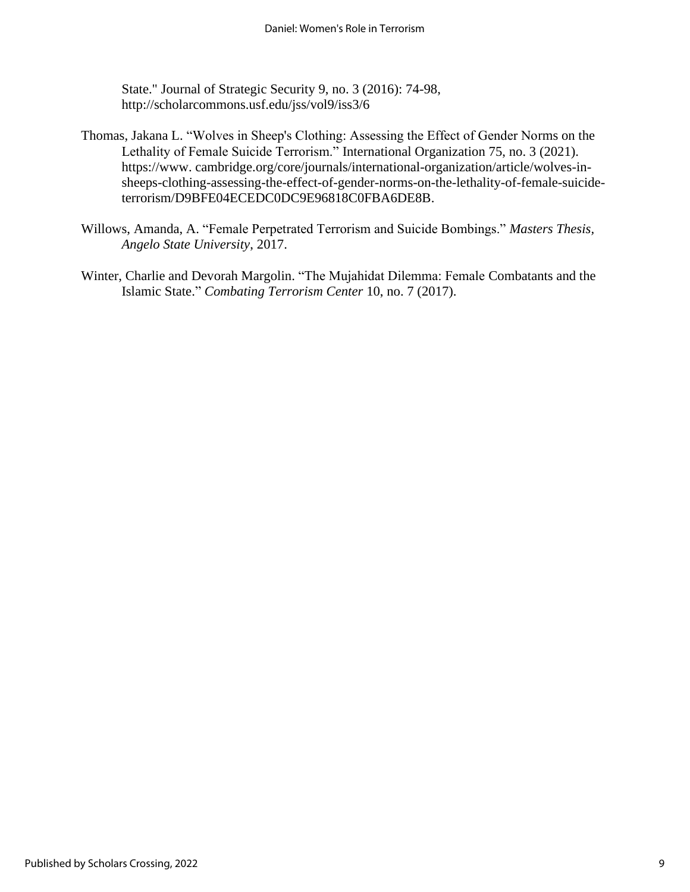State." Journal of Strategic Security 9, no. 3 (2016): 74-98, http://scholarcommons.usf.edu/jss/vol9/iss3/6

Thomas, Jakana L. "Wolves in Sheep's Clothing: Assessing the Effect of Gender Norms on the Lethality of Female Suicide Terrorism." International Organization 75, no. 3 (2021). https://www. cambridge.org/core/journals/international-organization/article/wolves-in-sheeps-clothing-assessing-the-effect-of-gender-norms-on-the-lethality-of-female-suicide-terrorism/D9BFE04ECEDC0DC9E96818C0FBA6DE8B.

Willows, Amanda, A. "Female Perpetrated Terrorism and Suicide Bombings." *Masters Thesis, Angelo State University*, 2017.

Winter, Charlie and Devorah Margolin. "The Mujahidat Dilemma: Female Combatants and the Islamic State." *Combating Terrorism Center* 10, no. 7 (2017).